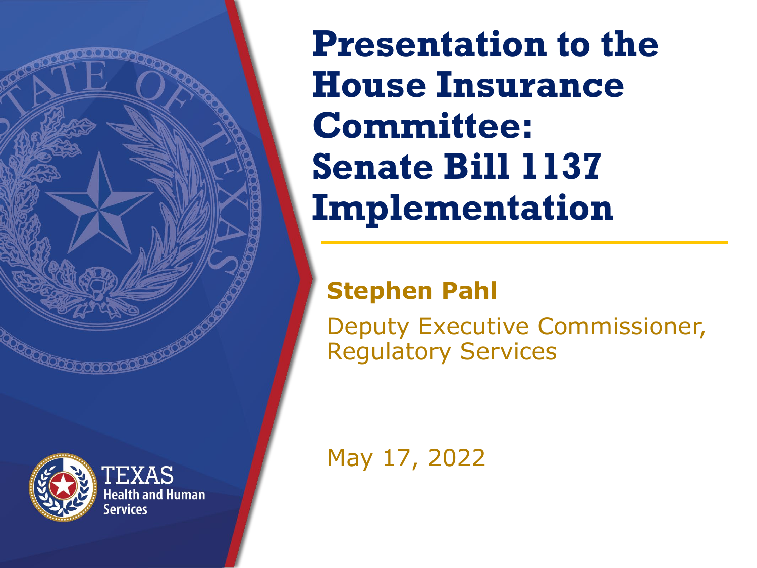# Presentation to the House Insurance Committee: Senate Bill 1137 Implementation

**Stephen Pahl**

Deputy Executive Commissioner, Regulatory Services

May 17, 2022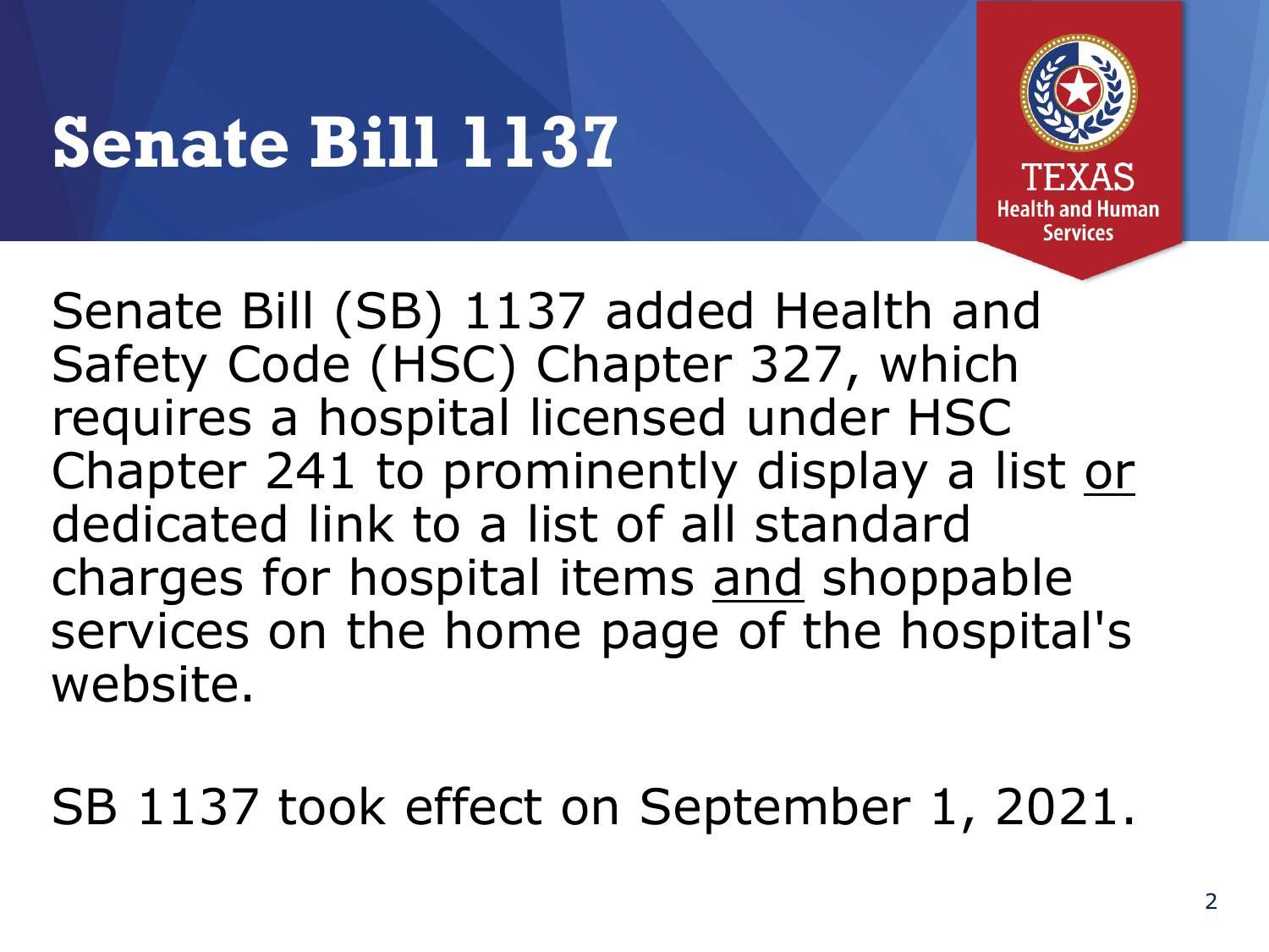# Senate Bill 1137

Senate Bill (SB) 1137 added Health and Safety Code (HSC) Chapter 327, which requires a hospital licensed under HSC Chapter 241 to prominently display a list <u>or</u> dedicated link to a list of all standard charges for hospital items <u>and</u> shoppable services on the home page of the hospital's website.

SB 1137 took effect on September 1, 2021.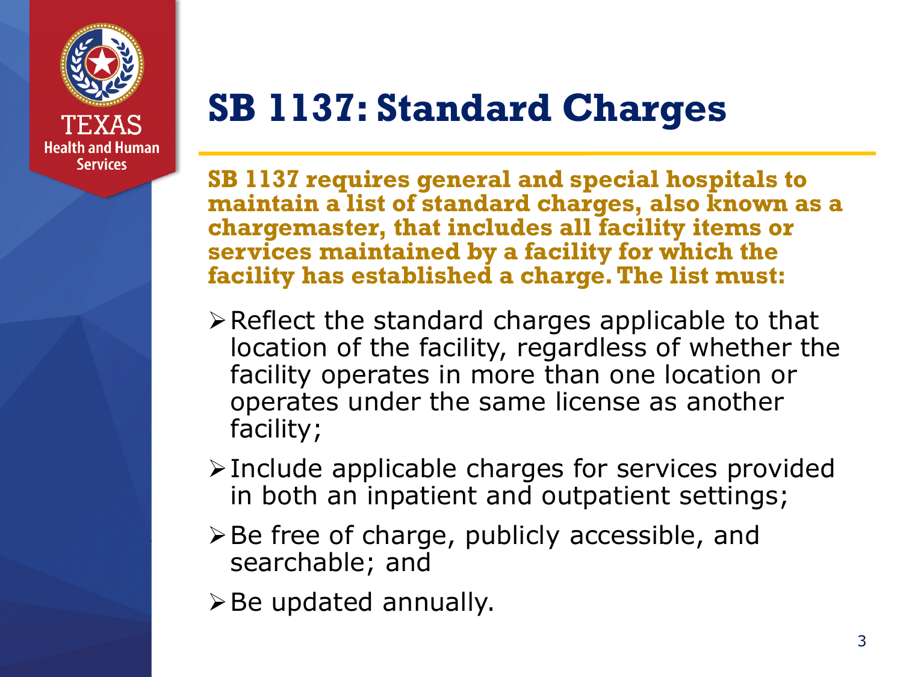# SB 1137: Standard Charges

**SB 1137 requires general and special hospitals to maintain a list of standard charges, also known as a chargemaster, that includes all facility items or services maintained by a facility for which the facility has established a charge. The list must:**

- Reflect the standard charges applicable to that location of the facility, regardless of whether the facility operates in more than one location or operates under the same license as another facility;
- Include applicable charges for services provided in both an inpatient and outpatient settings;
- Be free of charge, publicly accessible, and searchable; and
- Be updated annually.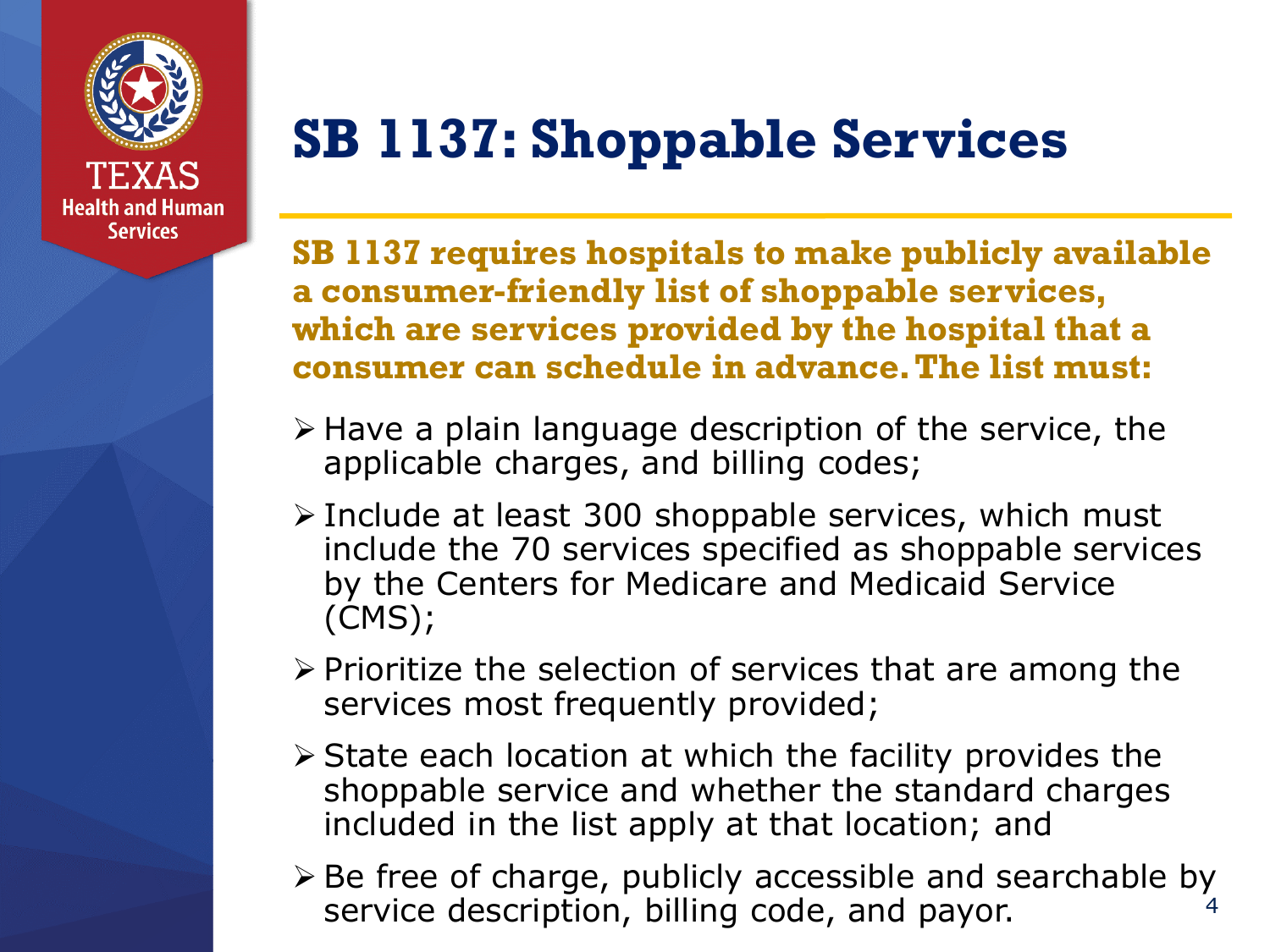# SB 1137: Shoppable Services

**SB 1137 requires hospitals to make publicly available a consumer-friendly list of shoppable services, which are services provided by the hospital that a consumer can schedule in advance. The list must:**

- Have a plain language description of the service, the applicable charges, and billing codes;
- Include at least 300 shoppable services, which must include the 70 services specified as shoppable services by the Centers for Medicare and Medicaid Service (CMS);
- Prioritize the selection of services that are among the services most frequently provided;
- State each location at which the facility provides the shoppable service and whether the standard charges included in the list apply at that location; and
- Be free of charge, publicly accessible and searchable by service description, billing code, and payor.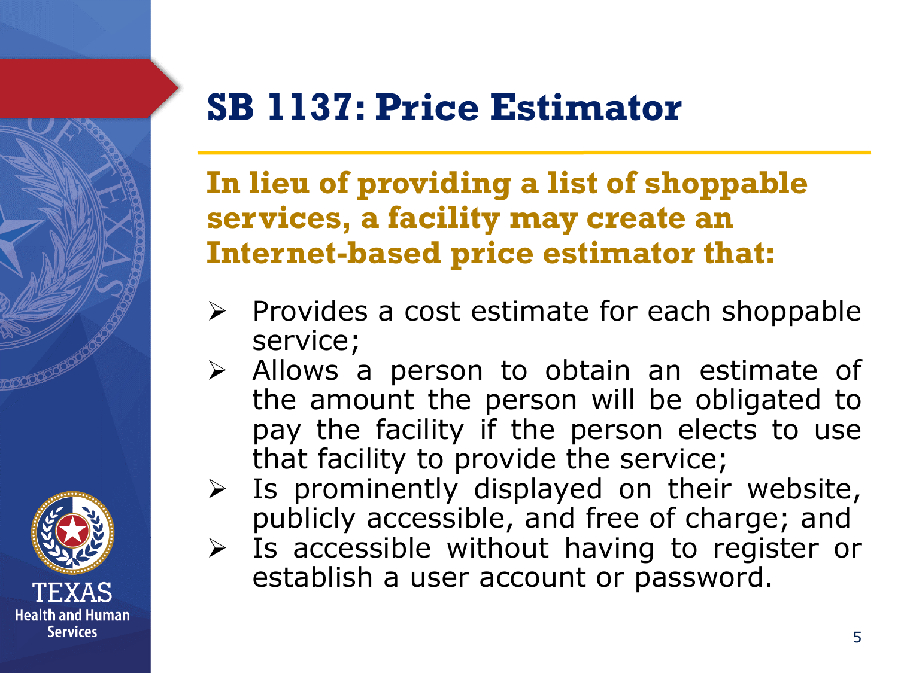# SB 1137: Price Estimator

**In lieu of providing a list of shoppable services, a facility may create an Internet-based price estimator that:**

- Provides a cost estimate for each shoppable service;
- Allows a person to obtain an estimate of the amount the person will be obligated to pay the facility if the person elects to use that facility to provide the service;
- Is prominently displayed on their website, publicly accessible, and free of charge; and
- Is accessible without having to register or establish a user account or password.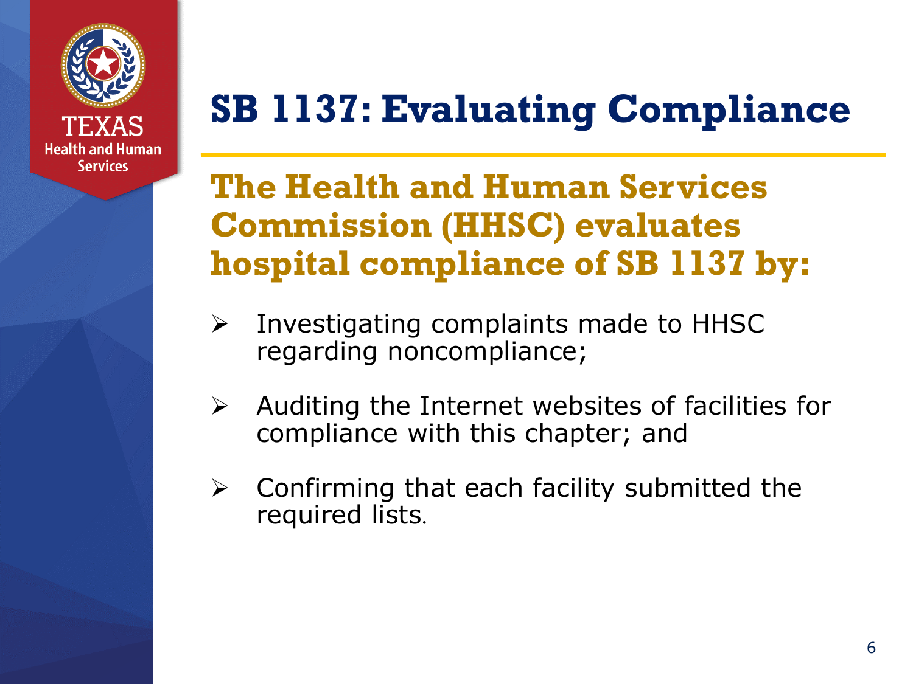# SB 1137: Evaluating Compliance

## The Health and Human Services Commission (HHSC) evaluates hospital compliance of SB 1137 by:

- Investigating complaints made to HHSC regarding noncompliance;
- Auditing the Internet websites of facilities for compliance with this chapter; and
- Confirming that each facility submitted the required lists.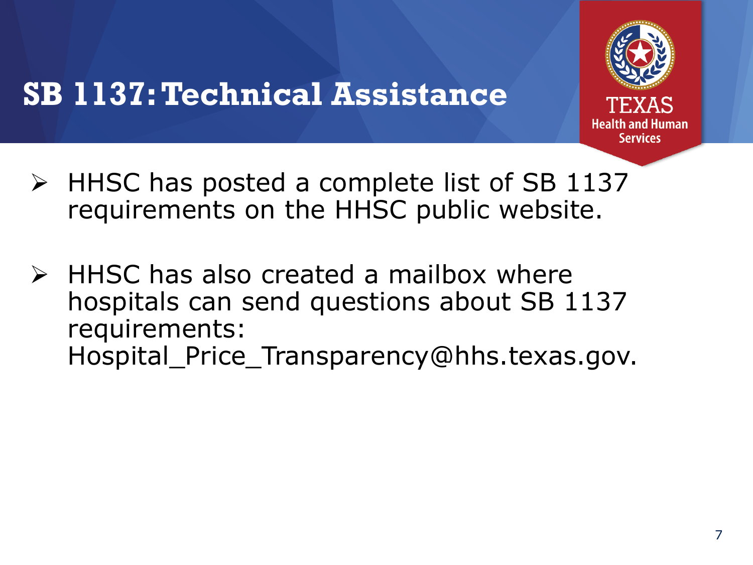# SB 1137: Technical Assistance

- HHSC has posted a complete list of SB 1137 requirements on the HHSC public website.
- HHSC has also created a mailbox where hospitals can send questions about SB 1137 requirements: Hospital_Price_Transparency@hhs.texas.gov.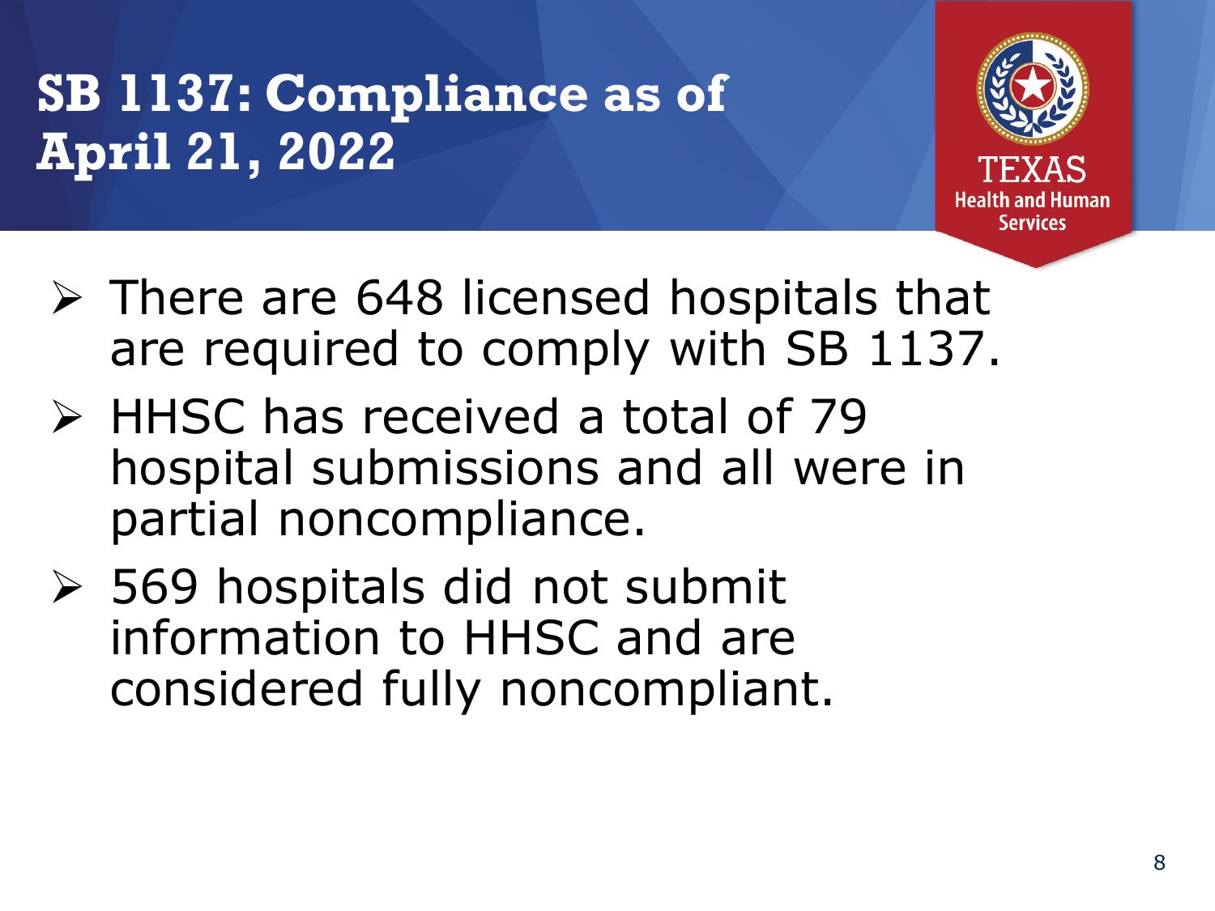# SB 1137: Compliance as of April 21, 2022

- There are 648 licensed hospitals that are required to comply with SB 1137.
- HHSC has received a total of 79 hospital submissions and all were in partial noncompliance.
- 569 hospitals did not submit information to HHSC and are considered fully noncompliant.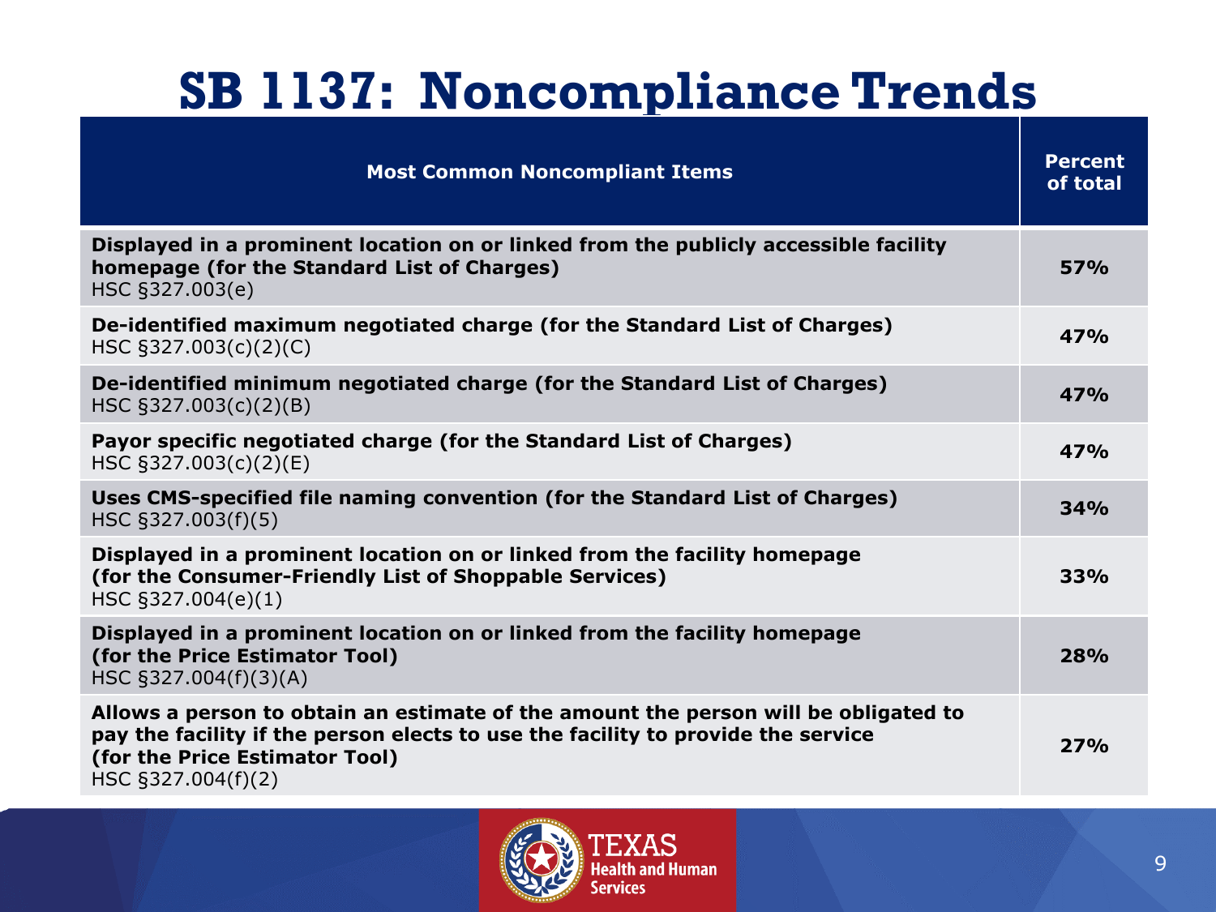# SB 1137: Noncompliance Trends

| Most Common Noncompliant Items | Percent of total |
|---|---|
| **Displayed in a prominent location on or linked from the publicly accessible facility homepage (for the Standard List of Charges)** HSC §327.003(e) | **57%** |
| **De-identified maximum negotiated charge (for the Standard List of Charges)** HSC §327.003(c)(2)(C) | **47%** |
| **De-identified minimum negotiated charge (for the Standard List of Charges)** HSC §327.003(c)(2)(B) | **47%** |
| **Payor specific negotiated charge (for the Standard List of Charges)** HSC §327.003(c)(2)(E) | **47%** |
| **Uses CMS-specified file naming convention (for the Standard List of Charges)** HSC §327.003(f)(5) | **34%** |
| **Displayed in a prominent location on or linked from the facility homepage (for the Consumer-Friendly List of Shoppable Services)** HSC §327.004(e)(1) | **33%** |
| **Displayed in a prominent location on or linked from the facility homepage (for the Price Estimator Tool)** HSC §327.004(f)(3)(A) | **28%** |
| **Allows a person to obtain an estimate of the amount the person will be obligated to pay the facility if the person elects to use the facility to provide the service (for the Price Estimator Tool)** HSC §327.004(f)(2) | **27%** |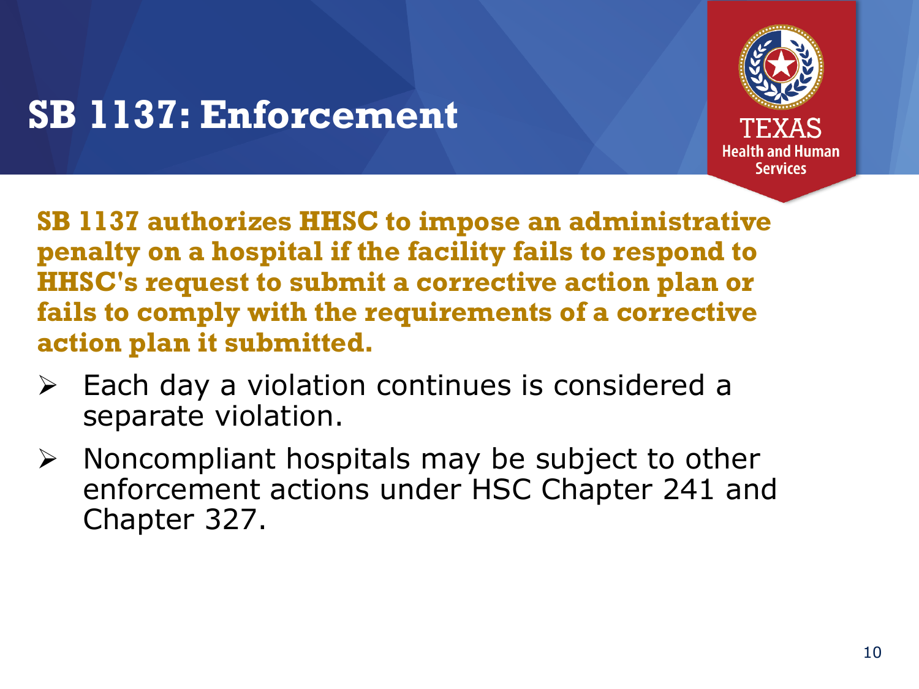# SB 1137: Enforcement

**SB 1137 authorizes HHSC to impose an administrative penalty on a hospital if the facility fails to respond to HHSC's request to submit a corrective action plan or fails to comply with the requirements of a corrective action plan it submitted.**

- Each day a violation continues is considered a separate violation.
- Noncompliant hospitals may be subject to other enforcement actions under HSC Chapter 241 and Chapter 327.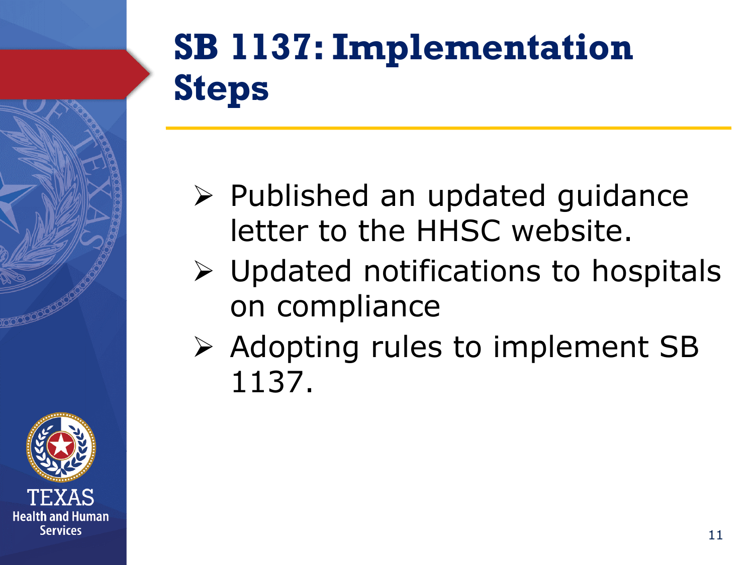# SB 1137: Implementation Steps

- Published an updated guidance letter to the HHSC website.
- Updated notifications to hospitals on compliance
- Adopting rules to implement SB 1137.